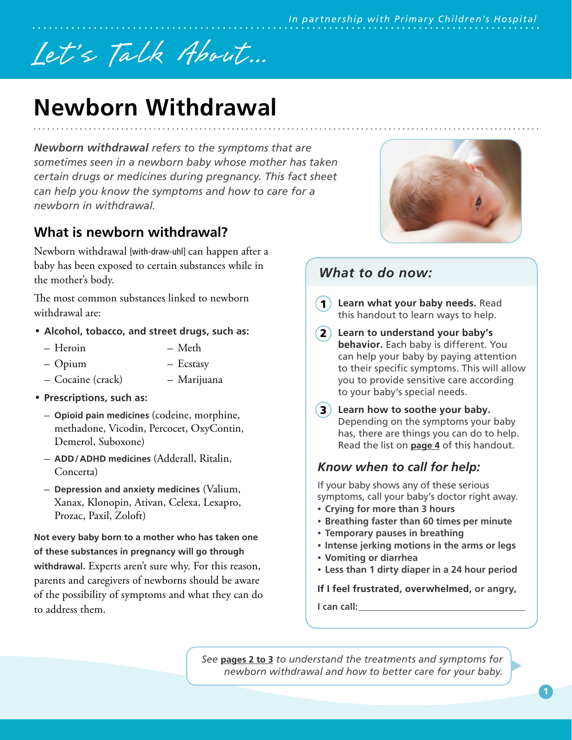*In partnership with Primary Children's Hospital*

Let's Talk About...

# Newborn Withdrawal

***Newborn withdrawal** refers to the symptoms that are sometimes seen in a newborn baby whose mother has taken certain drugs or medicines during pregnancy. This fact sheet can help you know the symptoms and how to care for a newborn in withdrawal.*

## What is newborn withdrawal?

Newborn withdrawal [with-draw-uhl] can happen after a baby has been exposed to certain substances while in the mother's body.

The most common substances linked to newborn withdrawal are:

- **Alcohol, tobacco, and street drugs, such as:**
  - Heroin
  - Opium
  - Cocaine (crack)
  - Meth
  - Ecstasy
  - Marijuana
- **Prescriptions, such as:**
  - **Opioid pain medicines** (codeine, morphine, methadone, Vicodin, Percocet, OxyContin, Demerol, Suboxone)
  - **ADD / ADHD medicines** (Adderall, Ritalin, Concerta)
  - **Depression and anxiety medicines** (Valium, Xanax, Klonopin, Ativan, Celexa, Lexapro, Prozac, Paxil, Zoloft)

**Not every baby born to a mother who has taken one of these substances in pregnancy will go through withdrawal.** Experts aren't sure why. For this reason, parents and caregivers of newborns should be aware of the possibility of symptoms and what they can do to address them.

## *What to do now:*

1. **Learn what your baby needs.** Read this handout to learn ways to help.
2. **Learn to understand your baby's behavior.** Each baby is different. You can help your baby by paying attention to their specific symptoms. This will allow you to provide sensitive care according to your baby's special needs.
3. **Learn how to soothe your baby.** Depending on the symptoms your baby has, there are things you can do to help. Read the list on **page 4** of this handout.

### *Know when to call for help:*

If your baby shows any of these serious symptoms, call your baby's doctor right away.

- **Crying for more than 3 hours**
- **Breathing faster than 60 times per minute**
- **Temporary pauses in breathing**
- **Intense jerking motions in the arms or legs**
- **Vomiting or diarrhea**
- **Less than 1 dirty diaper in a 24 hour period**

**If I feel frustrated, overwhelmed, or angry,**

**I can call:** ______________________________

*See **pages 2 to 3** to understand the treatments and symptoms for newborn withdrawal and how to better care for your baby.*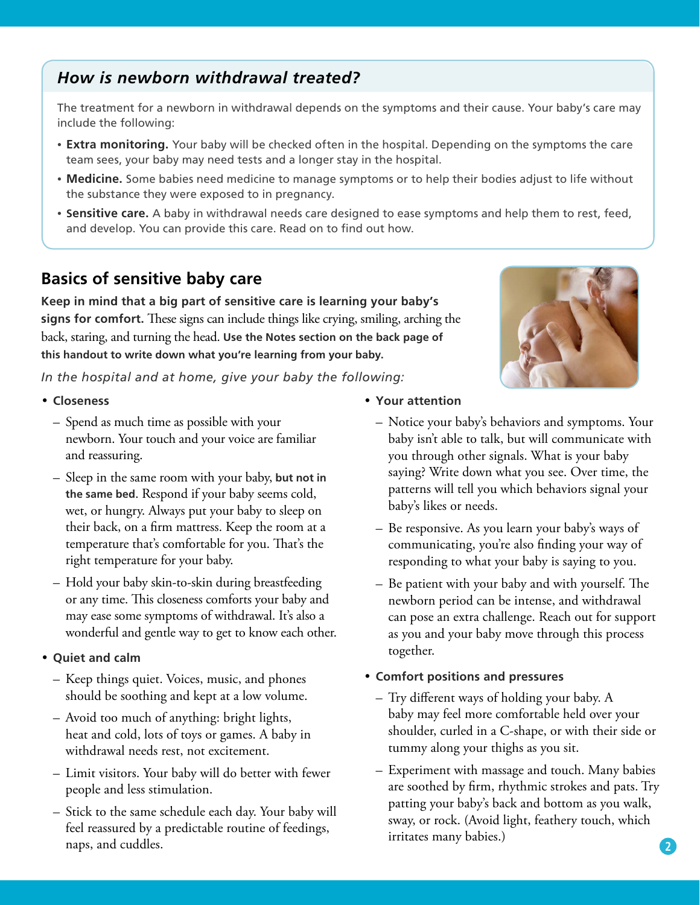## *How is newborn withdrawal treated?*

The treatment for a newborn in withdrawal depends on the symptoms and their cause. Your baby's care may include the following:

- **Extra monitoring.** Your baby will be checked often in the hospital. Depending on the symptoms the care team sees, your baby may need tests and a longer stay in the hospital.
- **Medicine.** Some babies need medicine to manage symptoms or to help their bodies adjust to life without the substance they were exposed to in pregnancy.
- **Sensitive care.** A baby in withdrawal needs care designed to ease symptoms and help them to rest, feed, and develop. You can provide this care. Read on to find out how.

## Basics of sensitive baby care

**Keep in mind that a big part of sensitive care is learning your baby's signs for comfort.** These signs can include things like crying, smiling, arching the back, staring, and turning the head. **Use the Notes section on the back page of this handout to write down what you're learning from your baby.**

*In the hospital and at home, give your baby the following:*

- **Closeness**
  - Spend as much time as possible with your newborn. Your touch and your voice are familiar and reassuring.
  - Sleep in the same room with your baby, **but not in the same bed**. Respond if your baby seems cold, wet, or hungry. Always put your baby to sleep on their back, on a firm mattress. Keep the room at a temperature that's comfortable for you. That's the right temperature for your baby.
  - Hold your baby skin-to-skin during breastfeeding or any time. This closeness comforts your baby and may ease some symptoms of withdrawal. It's also a wonderful and gentle way to get to know each other.
- **Quiet and calm**
  - Keep things quiet. Voices, music, and phones should be soothing and kept at a low volume.
  - Avoid too much of anything: bright lights, heat and cold, lots of toys or games. A baby in withdrawal needs rest, not excitement.
  - Limit visitors. Your baby will do better with fewer people and less stimulation.
  - Stick to the same schedule each day. Your baby will feel reassured by a predictable routine of feedings, naps, and cuddles.
- **Your attention**
  - Notice your baby's behaviors and symptoms. Your baby isn't able to talk, but will communicate with you through other signals. What is your baby saying? Write down what you see. Over time, the patterns will tell you which behaviors signal your baby's likes or needs.
  - Be responsive. As you learn your baby's ways of communicating, you're also finding your way of responding to what your baby is saying to you.
  - Be patient with your baby and with yourself. The newborn period can be intense, and withdrawal can pose an extra challenge. Reach out for support as you and your baby move through this process together.
- **Comfort positions and pressures**
  - Try different ways of holding your baby. A baby may feel more comfortable held over your shoulder, curled in a C-shape, or with their side or tummy along your thighs as you sit.
  - Experiment with massage and touch. Many babies are soothed by firm, rhythmic strokes and pats. Try patting your baby's back and bottom as you walk, sway, or rock. (Avoid light, feathery touch, which irritates many babies.)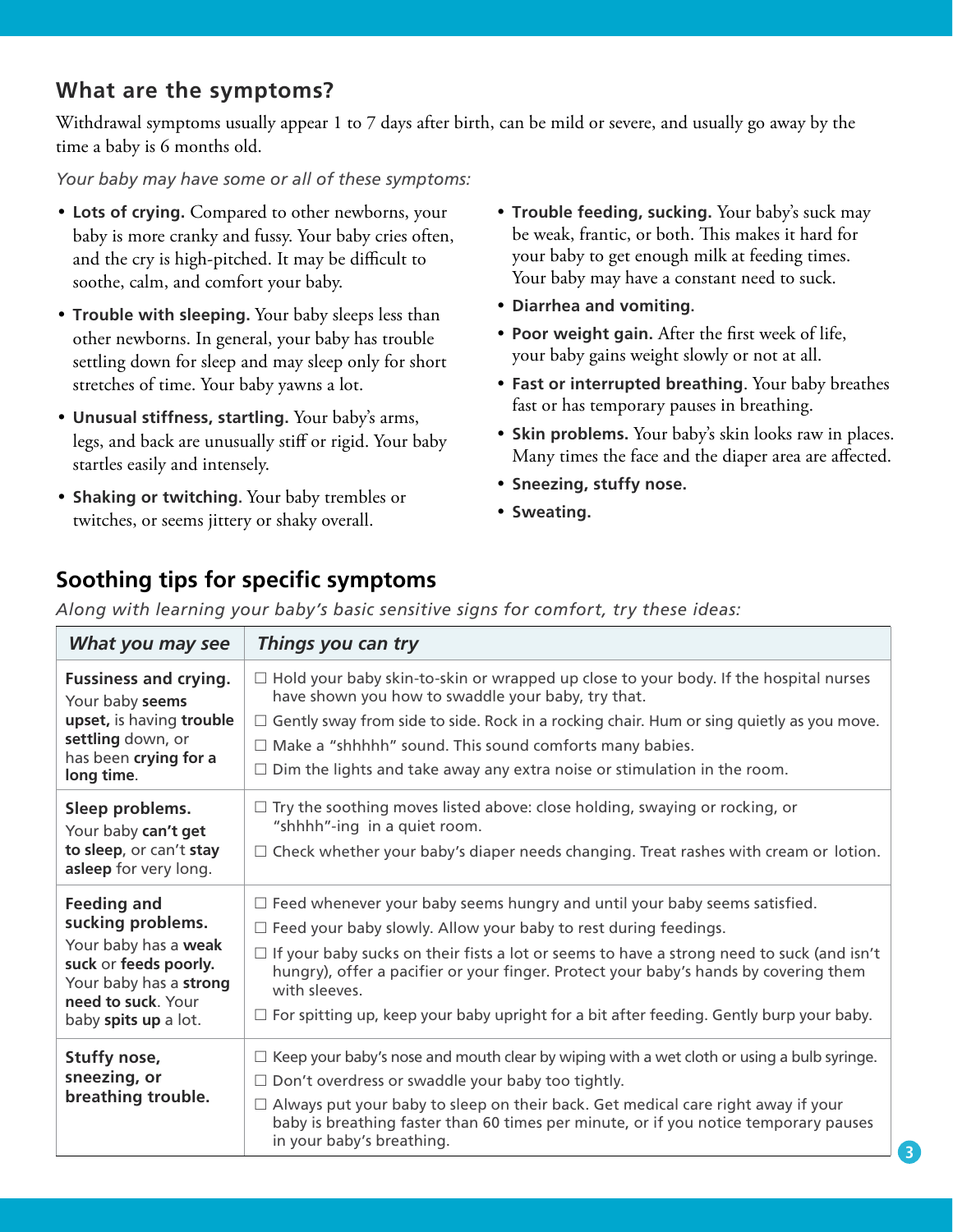## What are the symptoms?

Withdrawal symptoms usually appear 1 to 7 days after birth, can be mild or severe, and usually go away by the time a baby is 6 months old.

*Your baby may have some or all of these symptoms:*

- **Lots of crying.** Compared to other newborns, your baby is more cranky and fussy. Your baby cries often, and the cry is high-pitched. It may be difficult to soothe, calm, and comfort your baby.
- **Trouble with sleeping.** Your baby sleeps less than other newborns. In general, your baby has trouble settling down for sleep and may sleep only for short stretches of time. Your baby yawns a lot.
- **Unusual stiffness, startling.** Your baby's arms, legs, and back are unusually stiff or rigid. Your baby startles easily and intensely.
- **Shaking or twitching.** Your baby trembles or twitches, or seems jittery or shaky overall.
- **Trouble feeding, sucking.** Your baby's suck may be weak, frantic, or both. This makes it hard for your baby to get enough milk at feeding times. Your baby may have a constant need to suck.
- **Diarrhea and vomiting.**
- **Poor weight gain.** After the first week of life, your baby gains weight slowly or not at all.
- **Fast or interrupted breathing**. Your baby breathes fast or has temporary pauses in breathing.
- **Skin problems.** Your baby's skin looks raw in places. Many times the face and the diaper area are affected.
- **Sneezing, stuffy nose.**
- **Sweating.**

## Soothing tips for specific symptoms

*Along with learning your baby's basic sensitive signs for comfort, try these ideas:*

| *What you may see* | *Things you can try* |
|---|---|
| **Fussiness and crying.** Your baby **seems upset**, is having **trouble settling** down, or has been **crying for a long time**. | ☐ Hold your baby skin-to-skin or wrapped up close to your body. If the hospital nurses have shown you how to swaddle your baby, try that.<br>☐ Gently sway from side to side. Rock in a rocking chair. Hum or sing quietly as you move.<br>☐ Make a "shhhhh" sound. This sound comforts many babies.<br>☐ Dim the lights and take away any extra noise or stimulation in the room. |
| **Sleep problems.** Your baby **can't get to sleep**, or can't **stay asleep** for very long. | ☐ Try the soothing moves listed above: close holding, swaying or rocking, or "shhhh"-ing in a quiet room.<br>☐ Check whether your baby's diaper needs changing. Treat rashes with cream or lotion. |
| **Feeding and sucking problems.** Your baby has a **weak suck** or **feeds poorly.** Your baby has a **strong need to suck**. Your baby **spits up** a lot. | ☐ Feed whenever your baby seems hungry and until your baby seems satisfied.<br>☐ Feed your baby slowly. Allow your baby to rest during feedings.<br>☐ If your baby sucks on their fists a lot or seems to have a strong need to suck (and isn't hungry), offer a pacifier or your finger. Protect your baby's hands by covering them with sleeves.<br>☐ For spitting up, keep your baby upright for a bit after feeding. Gently burp your baby. |
| **Stuffy nose, sneezing, or breathing trouble.** | ☐ Keep your baby's nose and mouth clear by wiping with a wet cloth or using a bulb syringe.<br>☐ Don't overdress or swaddle your baby too tightly.<br>☐ Always put your baby to sleep on their back. Get medical care right away if your baby is breathing faster than 60 times per minute, or if you notice temporary pauses in your baby's breathing. |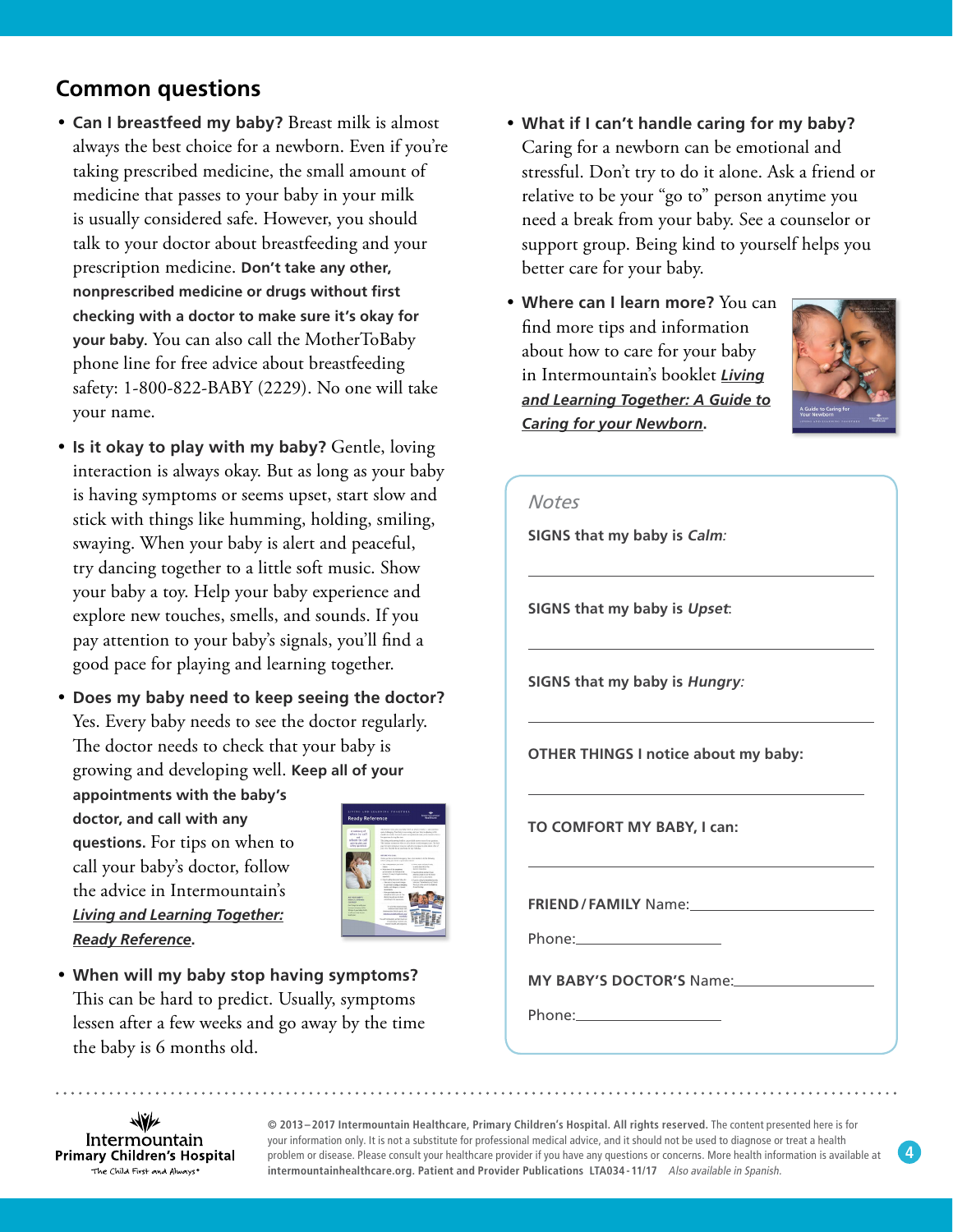## Common questions

- **Can I breastfeed my baby?** Breast milk is almost always the best choice for a newborn. Even if you're taking prescribed medicine, the small amount of medicine that passes to your baby in your milk is usually considered safe. However, you should talk to your doctor about breastfeeding and your prescription medicine. **Don't take any other, nonprescribed medicine or drugs without first checking with a doctor to make sure it's okay for your baby.** You can also call the MotherToBaby phone line for free advice about breastfeeding safety: 1-800-822-BABY (2229). No one will take your name.

- **Is it okay to play with my baby?** Gentle, loving interaction is always okay. But as long as your baby is having symptoms or seems upset, start slow and stick with things like humming, holding, smiling, swaying. When your baby is alert and peaceful, try dancing together to a little soft music. Show your baby a toy. Help your baby experience and explore new touches, smells, and sounds. If you pay attention to your baby's signals, you'll find a good pace for playing and learning together.

- **Does my baby need to keep seeing the doctor?** Yes. Every baby needs to see the doctor regularly. The doctor needs to check that your baby is growing and developing well. **Keep all of your appointments with the baby's doctor, and call with any questions.** For tips on when to call your baby's doctor, follow the advice in Intermountain's ***Living and Learning Together: Ready Reference***.

- **When will my baby stop having symptoms?** This can be hard to predict. Usually, symptoms lessen after a few weeks and go away by the time the baby is 6 months old.

- **What if I can't handle caring for my baby?** Caring for a newborn can be emotional and stressful. Don't try to do it alone. Ask a friend or relative to be your "go to" person anytime you need a break from your baby. See a counselor or support group. Being kind to yourself helps you better care for your baby.

- **Where can I learn more?** You can find more tips and information about how to care for your baby in Intermountain's booklet ***Living and Learning Together: A Guide to Caring for your Newborn***.

### *Notes*

**SIGNS that my baby is *Calm*:**

______________________________

**SIGNS that my baby is *Upset*:**

______________________________

**SIGNS that my baby is *Hungry*:**

______________________________

**OTHER THINGS I notice about my baby:**

______________________________

**TO COMFORT MY BABY, I can:**

______________________________

**FRIEND / FAMILY** Name: ______________________

Phone: ______________________

**MY BABY'S DOCTOR'S** Name: ______________________

Phone: ______________________

Intermountain Primary Children's Hospital — The Child First and Always®

**© 2013–2017 Intermountain Healthcare, Primary Children's Hospital. All rights reserved.** The content presented here is for your information only. It is not a substitute for professional medical advice, and it should not be used to diagnose or treat a health problem or disease. Please consult your healthcare provider if you have any questions or concerns. More health information is available at **intermountainhealthcare.org. Patient and Provider Publications LTA034 - 11/17** *Also available in Spanish.*